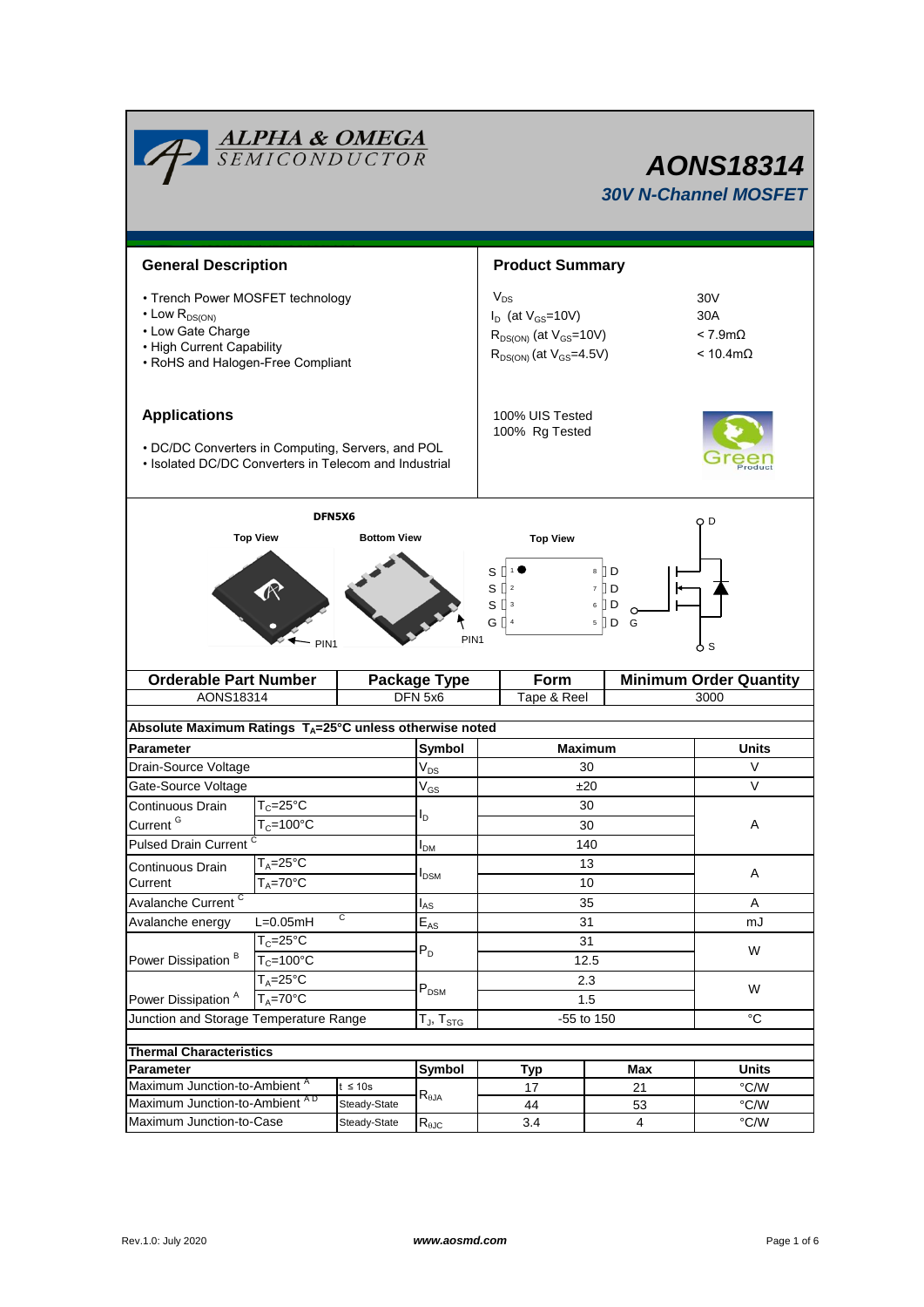# AONS18314

## 30V N-Channel MOSFET

## General Description

- Trench Power MOSFET technology
- Low $R_{DS(ON)}$
- Low Gate Charge
- High Current Capability
- RoHS and Halogen-Free Compliant

## Product Summary

| | |
|---|---|
| $V_{DS}$ | 30V |
| $I_D$ (at $V_{GS}$=10V) | 30A |
| $R_{DS(ON)}$ (at $V_{GS}$=10V) | < 7.9mΩ |
| $R_{DS(ON)}$ (at $V_{GS}$=4.5V) | < 10.4mΩ |

100% UIS Tested
100% Rg Tested

## Applications

- DC/DC Converters in Computing, Servers, and POL
- Isolated DC/DC Converters in Telecom and Industrial

DFN5X6

Top View | Bottom View | Top View

S 1 | 8 D
S 2 | 7 D
S 3 | 6 D
G 4 | 5 D

PIN1

D, G, S

| Orderable Part Number | Package Type | Form | Minimum Order Quantity |
|---|---|---|---|
| AONS18314 | DFN 5x6 | Tape & Reel | 3000 |

**Absolute Maximum Ratings $T_A$=25°C unless otherwise noted**

| Parameter | | Symbol | Maximum | Units |
|---|---|---|---|---|
| Drain-Source Voltage | | $V_{DS}$ | 30 | V |
| Gate-Source Voltage | | $V_{GS}$ | ±20 | V |
| Continuous Drain Current [G] | $T_C$=25°C | $I_D$ | 30 | A |
| | $T_C$=100°C | | 30 | |
| Pulsed Drain Current [C] | | $I_{DM}$ | 140 | |
| Continuous Drain Current | $T_A$=25°C | $I_{DSM}$ | 13 | A |
| | $T_A$=70°C | | 10 | |
| Avalanche Current [C] | | $I_{AS}$ | 35 | A |
| Avalanche energy | L=0.05mH [C] | $E_{AS}$ | 31 | mJ |
| Power Dissipation [B] | $T_C$=25°C | $P_D$ | 31 | W |
| | $T_C$=100°C | | 12.5 | |
| Power Dissipation [A] | $T_A$=25°C | $P_{DSM}$ | 2.3 | W |
| | $T_A$=70°C | | 1.5 | |
| Junction and Storage Temperature Range | | $T_J$, $T_{STG}$ | -55 to 150 | °C |

**Thermal Characteristics**

| Parameter | | Symbol | Typ | Max | Units |
|---|---|---|---|---|---|
| Maximum Junction-to-Ambient [A] | t ≤ 10s | $R_{\theta JA}$ | 17 | 21 | °C/W |
| Maximum Junction-to-Ambient [A D] | Steady-State | | 44 | 53 | °C/W |
| Maximum Junction-to-Case | Steady-State | $R_{\theta JC}$ | 3.4 | 4 | °C/W |

Rev.1.0: July 2020 www.aosmd.com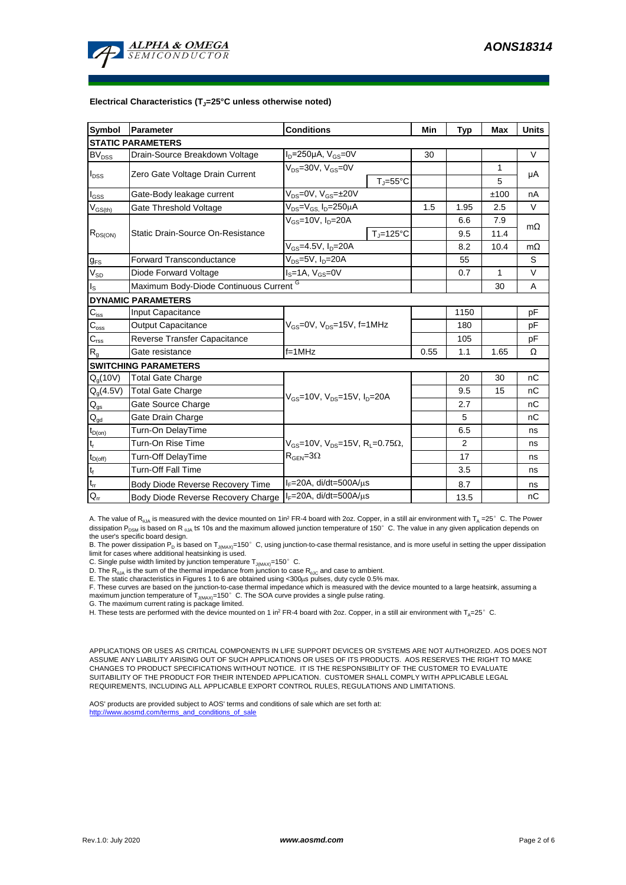**Electrical Characteristics ($T_J$=25°C unless otherwise noted)**

| Symbol | Parameter | Conditions | | Min | Typ | Max | Units |
|---|---|---|---|---|---|---|---|
| **STATIC PARAMETERS** | | | | | | | |
| $BV_{DSS}$ | Drain-Source Breakdown Voltage | $I_D$=250µA, $V_{GS}$=0V | | 30 | | | V |
| $I_{DSS}$ | Zero Gate Voltage Drain Current | $V_{DS}$=30V, $V_{GS}$=0V | | | | 1 | µA |
| | | | $T_J$=55°C | | | 5 | |
| $I_{GSS}$ | Gate-Body leakage current | $V_{DS}$=0V, $V_{GS}$=±20V | | | | ±100 | nA |
| $V_{GS(th)}$ | Gate Threshold Voltage | $V_{DS}$=$V_{GS}$, $I_D$=250µA | | 1.5 | 1.95 | 2.5 | V |
| $R_{DS(ON)}$ | Static Drain-Source On-Resistance | $V_{GS}$=10V, $I_D$=20A | | | 6.6 | 7.9 | mΩ |
| | | | $T_J$=125°C | | 9.5 | 11.4 | |
| | | $V_{GS}$=4.5V, $I_D$=20A | | | 8.2 | 10.4 | mΩ |
| $g_{FS}$ | Forward Transconductance | $V_{DS}$=5V, $I_D$=20A | | | 55 | | S |
| $V_{SD}$ | Diode Forward Voltage | $I_S$=1A, $V_{GS}$=0V | | | 0.7 | 1 | V |
| $I_S$ | Maximum Body-Diode Continuous Current [G] | | | | | 30 | A |
| **DYNAMIC PARAMETERS** | | | | | | | |
| $C_{iss}$ | Input Capacitance | $V_{GS}$=0V, $V_{DS}$=15V, f=1MHz | | | 1150 | | pF |
| $C_{oss}$ | Output Capacitance | | | | 180 | | pF |
| $C_{rss}$ | Reverse Transfer Capacitance | | | | 105 | | pF |
| $R_g$ | Gate resistance | f=1MHz | | 0.55 | 1.1 | 1.65 | Ω |
| **SWITCHING PARAMETERS** | | | | | | | |
| $Q_g$(10V) | Total Gate Charge | $V_{GS}$=10V, $V_{DS}$=15V, $I_D$=20A | | | 20 | 30 | nC |
| $Q_g$(4.5V) | Total Gate Charge | | | | 9.5 | 15 | nC |
| $Q_{gs}$ | Gate Source Charge | | | | 2.7 | | nC |
| $Q_{gd}$ | Gate Drain Charge | | | | 5 | | nC |
| $t_{D(on)}$ | Turn-On DelayTime | $V_{GS}$=10V, $V_{DS}$=15V, $R_L$=0.75Ω, $R_{GEN}$=3Ω | | | 6.5 | | ns |
| $t_r$ | Turn-On Rise Time | | | | 2 | | ns |
| $t_{D(off)}$ | Turn-Off DelayTime | | | | 17 | | ns |
| $t_f$ | Turn-Off Fall Time | | | | 3.5 | | ns |
| $t_{rr}$ | Body Diode Reverse Recovery Time | $I_F$=20A, di/dt=500A/µs | | | 8.7 | | ns |
| $Q_{rr}$ | Body Diode Reverse Recovery Charge | $I_F$=20A, di/dt=500A/µs | | | 13.5 | | nC |

A. The value of $R_{\theta JA}$ is measured with the device mounted on 1in² FR-4 board with 2oz. Copper, in a still air environment with $T_A$ =25° C. The Power dissipation $P_{DSM}$ is based on R $_{\theta JA}$ t≤ 10s and the maximum allowed junction temperature of 150° C. The value in any given application depends on the user's specific board design.

B. The power dissipation $P_D$ is based on $T_{J(MAX)}$=150° C, using junction-to-case thermal resistance, and is more useful in setting the upper dissipation limit for cases where additional heatsinking is used.

C. Single pulse width limited by junction temperature $T_{J(MAX)}$=150° C.

D. The $R_{\theta JA}$ is the sum of the thermal impedance from junction to case $R_{\theta JC}$ and case to ambient.

E. The static characteristics in Figures 1 to 6 are obtained using <300µs pulses, duty cycle 0.5% max.

F. These curves are based on the junction-to-case thermal impedance which is measured with the device mounted to a large heatsink, assuming a maximum junction temperature of $T_{J(MAX)}$=150° C. The SOA curve provides a single pulse rating.

G. The maximum current rating is package limited.

H. These tests are performed with the device mounted on 1 in² FR-4 board with 2oz. Copper, in a still air environment with $T_A$=25° C.

APPLICATIONS OR USES AS CRITICAL COMPONENTS IN LIFE SUPPORT DEVICES OR SYSTEMS ARE NOT AUTHORIZED. AOS DOES NOT ASSUME ANY LIABILITY ARISING OUT OF SUCH APPLICATIONS OR USES OF ITS PRODUCTS. AOS RESERVES THE RIGHT TO MAKE CHANGES TO PRODUCT SPECIFICATIONS WITHOUT NOTICE. IT IS THE RESPONSIBILITY OF THE CUSTOMER TO EVALUATE SUITABILITY OF THE PRODUCT FOR THEIR INTENDED APPLICATION. CUSTOMER SHALL COMPLY WITH APPLICABLE LEGAL REQUIREMENTS, INCLUDING ALL APPLICABLE EXPORT CONTROL RULES, REGULATIONS AND LIMITATIONS.

AOS' products are provided subject to AOS' terms and conditions of sale which are set forth at:
http://www.aosmd.com/terms_and_conditions_of_sale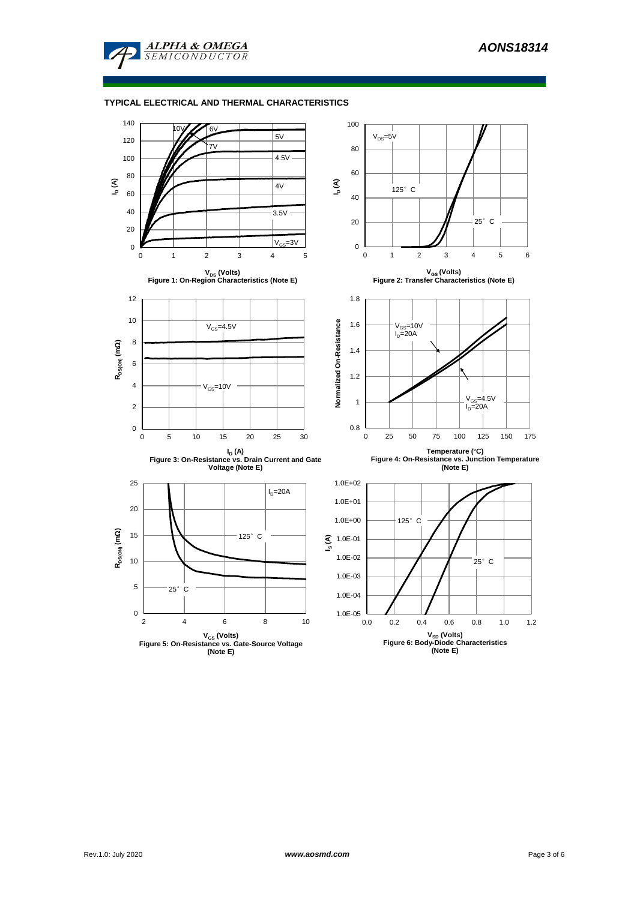## TYPICAL ELECTRICAL AND THERMAL CHARACTERISTICS

Figure 1: On-Region Characteristics (Note E)

Figure 2: Transfer Characteristics (Note E)

Figure 3: On-Resistance vs. Drain Current and Gate Voltage (Note E)

Figure 4: On-Resistance vs. Junction Temperature (Note E)

Figure 5: On-Resistance vs. Gate-Source Voltage (Note E)

Figure 6: Body-Diode Characteristics (Note E)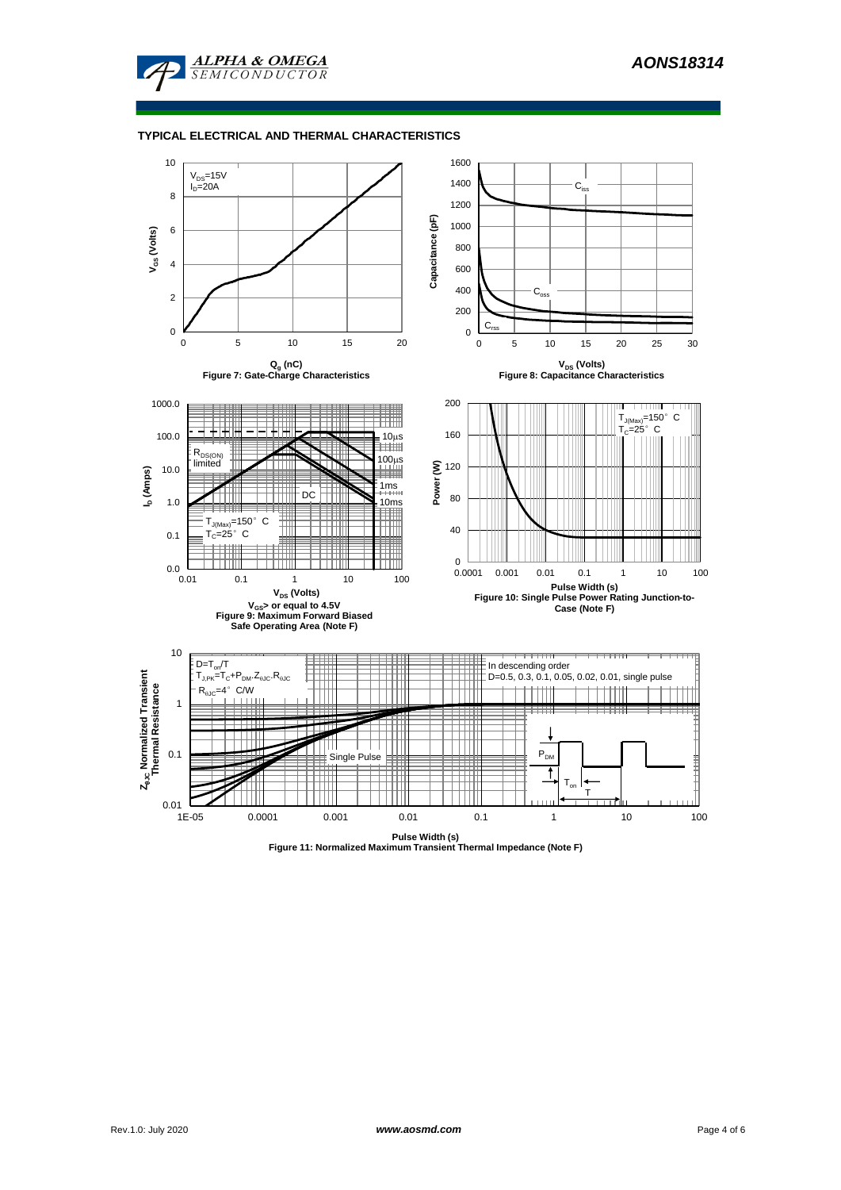## TYPICAL ELECTRICAL AND THERMAL CHARACTERISTICS

$V_{DS}$=15V
$I_D$=20A

$V_{GS}$ (Volts)

$Q_g$ (nC)

Figure 7: Gate-Charge Characteristics

$C_{iss}$

$C_{oss}$

$C_{rss}$

Capacitance (pF)

$V_{DS}$ (Volts)

Figure 8: Capacitance Characteristics

$R_{DS(ON)}$ limited

10µs

100µs

1ms

10ms

DC

$T_{J(Max)}$=150° C
$T_C$=25° C

$I_D$ (Amps)

$V_{DS}$ (Volts)

$V_{GS}$> or equal to 4.5V

Figure 9: Maximum Forward Biased Safe Operating Area (Note F)

$T_{J(Max)}$=150° C
$T_C$=25° C

Power (W)

Pulse Width (s)

Figure 10: Single Pulse Power Rating Junction-to-Case (Note F)

D=$T_{on}$/T
$T_{J,PK}$=$T_C$+$P_{DM}$.$Z_{\theta JC}$.$R_{\theta JC}$
$R_{\theta JC}$=4° C/W

In descending order
D=0.5, 0.3, 0.1, 0.05, 0.02, 0.01, single pulse

Single Pulse

$P_{DM}$

$T_{on}$

T

$Z_{\theta JC}$ Normalized Transient Thermal Resistance

Pulse Width (s)

Figure 11: Normalized Maximum Transient Thermal Impedance (Note F)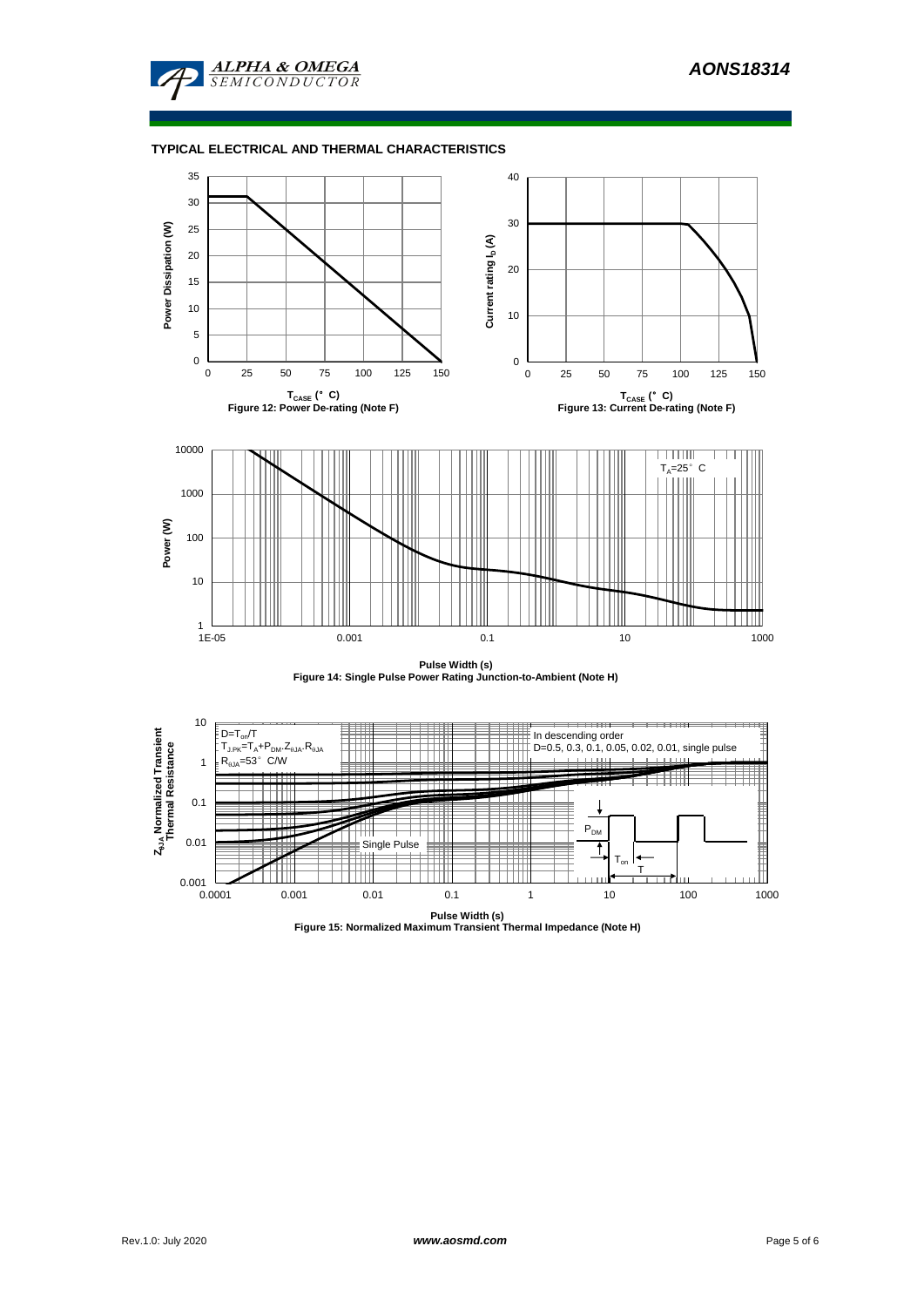## TYPICAL ELECTRICAL AND THERMAL CHARACTERISTICS

Power Dissipation (W) vs. $T_{CASE}$ (°C)

Figure 12: Power De-rating (Note F)

Current rating $I_D$ (A) vs. $T_{CASE}$ (°C)

Figure 13: Current De-rating (Note F)

$T_A$=25°C

Power (W) vs. Pulse Width (s)

Figure 14: Single Pulse Power Rating Junction-to-Ambient (Note H)

$D=T_{on}/T$

$T_{J,PK}=T_A+P_{DM}.Z_{\theta JA}.R_{\theta JA}$

$R_{\theta JA}$=53°C/W

In descending order

D=0.5, 0.3, 0.1, 0.05, 0.02, 0.01, single pulse

Single Pulse

$Z_{\theta JA}$ Normalized Transient Thermal Resistance vs. Pulse Width (s)

Figure 15: Normalized Maximum Transient Thermal Impedance (Note H)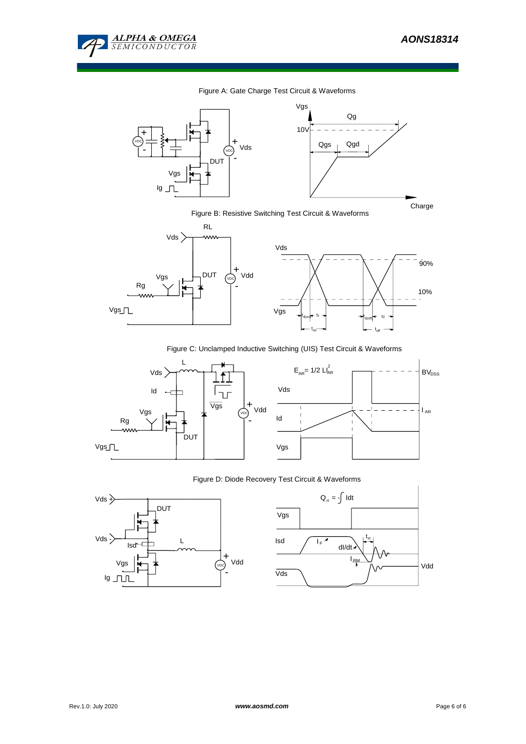Figure A: Gate Charge Test Circuit & Waveforms

Vgs

Qg

10V

Qgs

Qgd

+

-

VDC

+

Vds

-

VDC

DUT

Vgs

Ig

Charge

Figure B: Resistive Switching Test Circuit & Waveforms

RL

Vds

Vds

DUT

Vgs

+

Vdd

-

VDC

Rg

90%

10%

Vgs

Vgs

$t_{d(on)}$ $t_r$

$t_{on}$

$t_{d(off)}$ $t_f$

$t_{off}$

Figure C: Unclamped Inductive Switching (UIS) Test Circuit & Waveforms

L

$E_{AR} = 1/2\ LI_{AR}^2$

$BV_{DSS}$

Vds

Id

Vds

Vgs

Vgs

+

Vdd

-

VDC

Rg

Id

$I_{AR}$

DUT

Vgs

Vgs

Figure D: Diode Recovery Test Circuit & Waveforms

$Q_{rr} = -\int Idt$

Vds +

DUT

Vgs

Vds -

Isd

L

Isd

$I_F$

dI/dt

$t_{rr}$

Vgs

+

Vdd

-

VDC

$I_{RM}$

Vdd

Vds

Ig